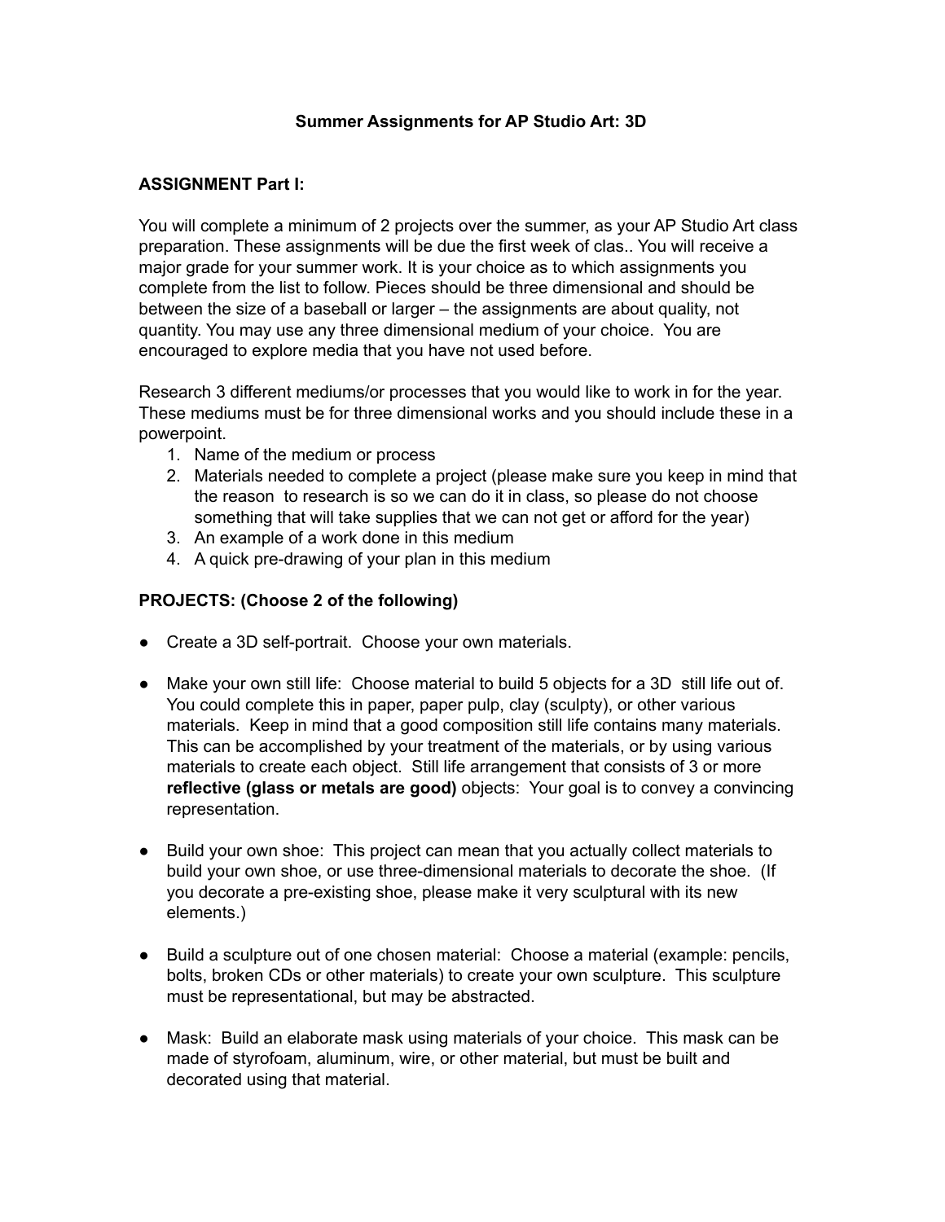# Summer Assignments for AP Studio Art: 3D

## ASSIGNMENT Part I:

You will complete a minimum of 2 projects over the summer, as your AP Studio Art class preparation. These assignments will be due the first week of clas.. You will receive a major grade for your summer work. It is your choice as to which assignments you complete from the list to follow. Pieces should be three dimensional and should be between the size of a baseball or larger – the assignments are about quality, not quantity. You may use any three dimensional medium of your choice. You are encouraged to explore media that you have not used before.

Research 3 different mediums/or processes that you would like to work in for the year. These mediums must be for three dimensional works and you should include these in a powerpoint.

1. Name of the medium or process
2. Materials needed to complete a project (please make sure you keep in mind that the reason to research is so we can do it in class, so please do not choose something that will take supplies that we can not get or afford for the year)
3. An example of a work done in this medium
4. A quick pre-drawing of your plan in this medium

## PROJECTS: (Choose 2 of the following)

- Create a 3D self-portrait. Choose your own materials.
- Make your own still life: Choose material to build 5 objects for a 3D still life out of. You could complete this in paper, paper pulp, clay (sculpty), or other various materials. Keep in mind that a good composition still life contains many materials. This can be accomplished by your treatment of the materials, or by using various materials to create each object. Still life arrangement that consists of 3 or more **reflective (glass or metals are good)** objects: Your goal is to convey a convincing representation.
- Build your own shoe: This project can mean that you actually collect materials to build your own shoe, or use three-dimensional materials to decorate the shoe. (If you decorate a pre-existing shoe, please make it very sculptural with its new elements.)
- Build a sculpture out of one chosen material: Choose a material (example: pencils, bolts, broken CDs or other materials) to create your own sculpture. This sculpture must be representational, but may be abstracted.
- Mask: Build an elaborate mask using materials of your choice. This mask can be made of styrofoam, aluminum, wire, or other material, but must be built and decorated using that material.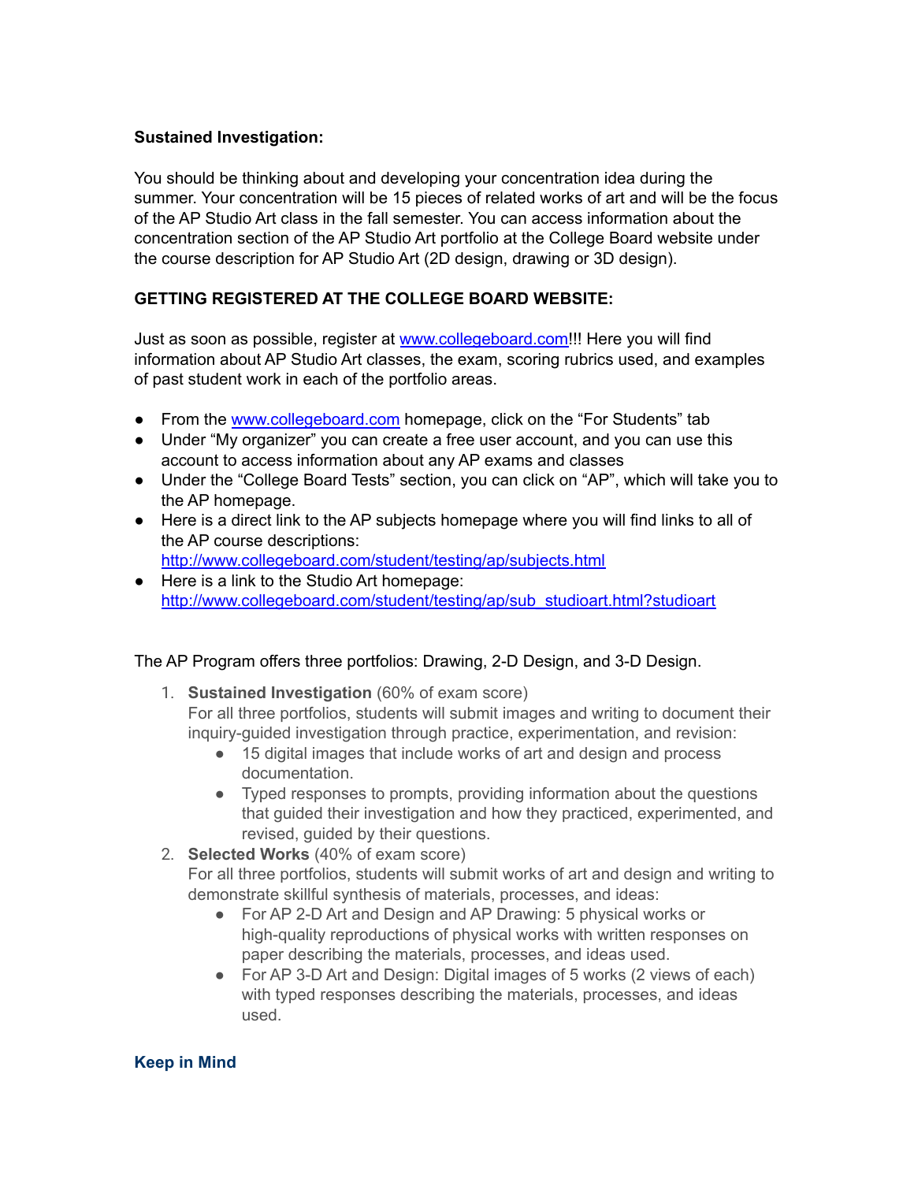**Sustained Investigation:**

You should be thinking about and developing your concentration idea during the summer. Your concentration will be 15 pieces of related works of art and will be the focus of the AP Studio Art class in the fall semester. You can access information about the concentration section of the AP Studio Art portfolio at the College Board website under the course description for AP Studio Art (2D design, drawing or 3D design).

**GETTING REGISTERED AT THE COLLEGE BOARD WEBSITE:**

Just as soon as possible, register at [www.collegeboard.com](http://www.collegeboard.com)!!! Here you will find information about AP Studio Art classes, the exam, scoring rubrics used, and examples of past student work in each of the portfolio areas.

- From the [www.collegeboard.com](http://www.collegeboard.com) homepage, click on the "For Students" tab
- Under "My organizer" you can create a free user account, and you can use this account to access information about any AP exams and classes
- Under the "College Board Tests" section, you can click on "AP", which will take you to the AP homepage.
- Here is a direct link to the AP subjects homepage where you will find links to all of the AP course descriptions: [http://www.collegeboard.com/student/testing/ap/subjects.html](http://www.collegeboard.com/student/testing/ap/subjects.html)
- Here is a link to the Studio Art homepage: [http://www.collegeboard.com/student/testing/ap/sub_studioart.html?studioart](http://www.collegeboard.com/student/testing/ap/sub_studioart.html?studioart)

The AP Program offers three portfolios: Drawing, 2-D Design, and 3-D Design.

1. **Sustained Investigation** (60% of exam score)
   For all three portfolios, students will submit images and writing to document their inquiry-guided investigation through practice, experimentation, and revision:
   - 15 digital images that include works of art and design and process documentation.
   - Typed responses to prompts, providing information about the questions that guided their investigation and how they practiced, experimented, and revised, guided by their questions.
2. **Selected Works** (40% of exam score)
   For all three portfolios, students will submit works of art and design and writing to demonstrate skillful synthesis of materials, processes, and ideas:
   - For AP 2-D Art and Design and AP Drawing: 5 physical works or high-quality reproductions of physical works with written responses on paper describing the materials, processes, and ideas used.
   - For AP 3-D Art and Design: Digital images of 5 works (2 views of each) with typed responses describing the materials, processes, and ideas used.

**Keep in Mind**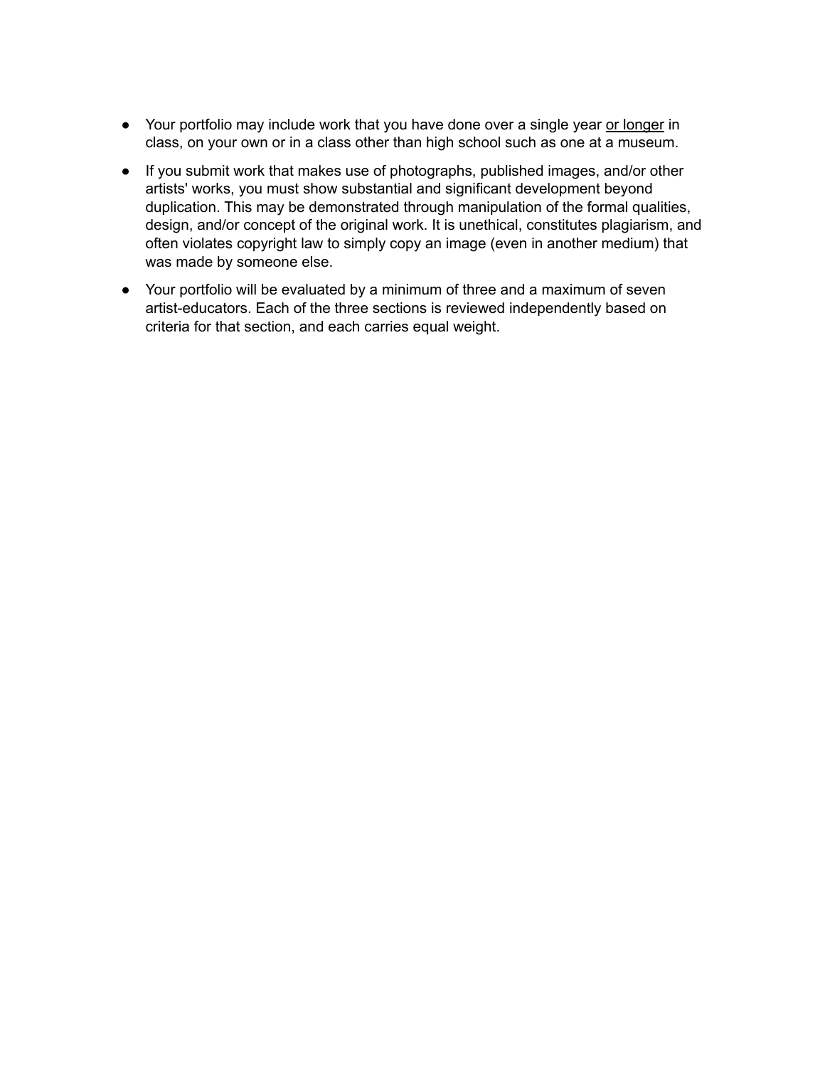- Your portfolio may include work that you have done over a single year <u>or longer</u> in class, on your own or in a class other than high school such as one at a museum.
- If you submit work that makes use of photographs, published images, and/or other artists' works, you must show substantial and significant development beyond duplication. This may be demonstrated through manipulation of the formal qualities, design, and/or concept of the original work. It is unethical, constitutes plagiarism, and often violates copyright law to simply copy an image (even in another medium) that was made by someone else.
- Your portfolio will be evaluated by a minimum of three and a maximum of seven artist-educators. Each of the three sections is reviewed independently based on criteria for that section, and each carries equal weight.